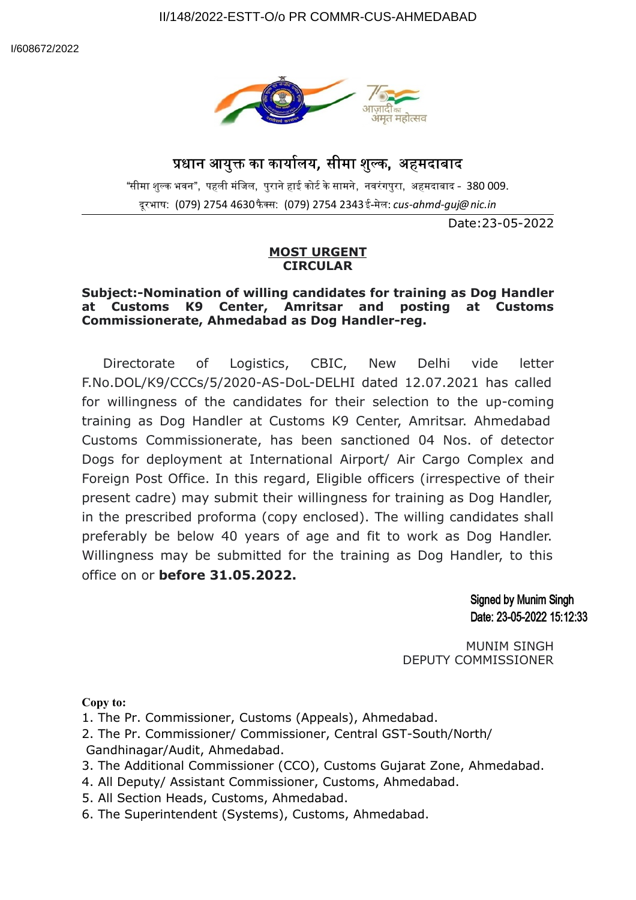II/148/2022-ESTT-O/o PR COMMR-CUS-AHMEDABAD

I/608672/2022

# प्रधान आयुक्त का कार्यालय, सीमा शुल्क, अहमदाबाद

"सीमा शुल्क भवन", पहली मंजिल, पुराने हाई कोर्ट के सामने, नवरंगपुरा, अहमदाबाद - 380 009.

दूरभाष: (079) 2754 4630 फैक्स: (079) 2754 2343 ई-मेल: *cus-ahmd-guj@nic.in*

Date:23-05-2022

**MOST URGENT**

**CIRCULAR**

**Subject:-Nomination of willing candidates for training as Dog Handler at Customs K9 Center, Amritsar and posting at Customs Commissionerate, Ahmedabad as Dog Handler-reg.**

Directorate of Logistics, CBIC, New Delhi vide letter F.No.DOL/K9/CCCs/5/2020-AS-DoL-DELHI dated 12.07.2021 has called for willingness of the candidates for their selection to the up-coming training as Dog Handler at Customs K9 Center, Amritsar. Ahmedabad Customs Commissionerate, has been sanctioned 04 Nos. of detector Dogs for deployment at International Airport/ Air Cargo Complex and Foreign Post Office. In this regard, Eligible officers (irrespective of their present cadre) may submit their willingness for training as Dog Handler, in the prescribed proforma (copy enclosed). The willing candidates shall preferably be below 40 years of age and fit to work as Dog Handler. Willingness may be submitted for the training as Dog Handler, to this office on or **before 31.05.2022.**

Signed by Munim Singh
Date: 23-05-2022 15:12:33

MUNIM SINGH
DEPUTY COMMISSIONER

**Copy to:**

1. The Pr. Commissioner, Customs (Appeals), Ahmedabad.
2. The Pr. Commissioner/ Commissioner, Central GST-South/North/ Gandhinagar/Audit, Ahmedabad.
3. The Additional Commissioner (CCO), Customs Gujarat Zone, Ahmedabad.
4. All Deputy/ Assistant Commissioner, Customs, Ahmedabad.
5. All Section Heads, Customs, Ahmedabad.
6. The Superintendent (Systems), Customs, Ahmedabad.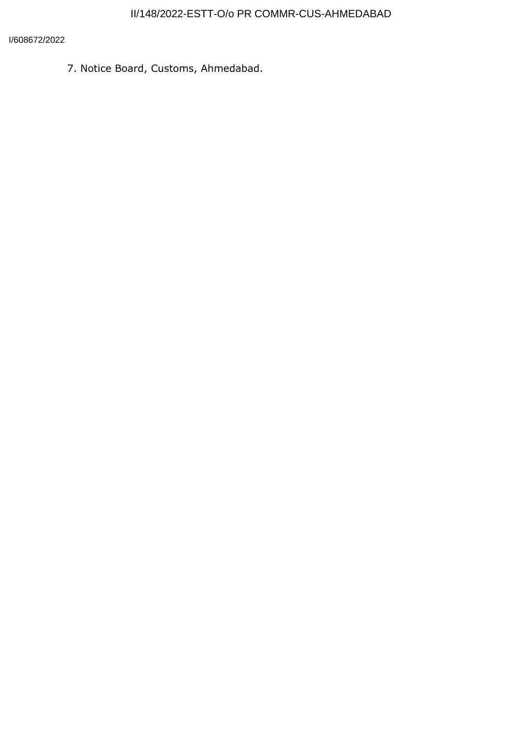7. Notice Board, Customs, Ahmedabad.